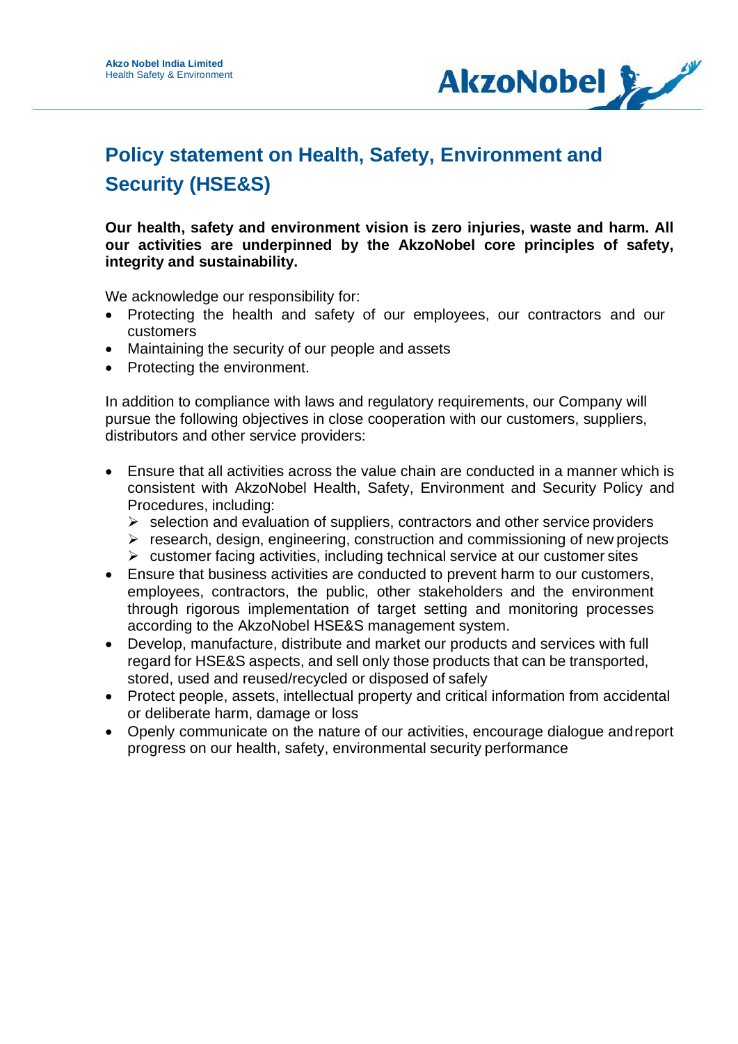**Akzo Nobel India Limited**
Health Safety & Environment

# Policy statement on Health, Safety, Environment and Security (HSE&S)

**Our health, safety and environment vision is zero injuries, waste and harm. All our activities are underpinned by the AkzoNobel core principles of safety, integrity and sustainability.**

We acknowledge our responsibility for:

- Protecting the health and safety of our employees, our contractors and our customers
- Maintaining the security of our people and assets
- Protecting the environment.

In addition to compliance with laws and regulatory requirements, our Company will pursue the following objectives in close cooperation with our customers, suppliers, distributors and other service providers:

- Ensure that all activities across the value chain are conducted in a manner which is consistent with AkzoNobel Health, Safety, Environment and Security Policy and Procedures, including:
  - selection and evaluation of suppliers, contractors and other service providers
  - research, design, engineering, construction and commissioning of new projects
  - customer facing activities, including technical service at our customer sites
- Ensure that business activities are conducted to prevent harm to our customers, employees, contractors, the public, other stakeholders and the environment through rigorous implementation of target setting and monitoring processes according to the AkzoNobel HSE&S management system.
- Develop, manufacture, distribute and market our products and services with full regard for HSE&S aspects, and sell only those products that can be transported, stored, used and reused/recycled or disposed of safely
- Protect people, assets, intellectual property and critical information from accidental or deliberate harm, damage or loss
- Openly communicate on the nature of our activities, encourage dialogue and report progress on our health, safety, environmental security performance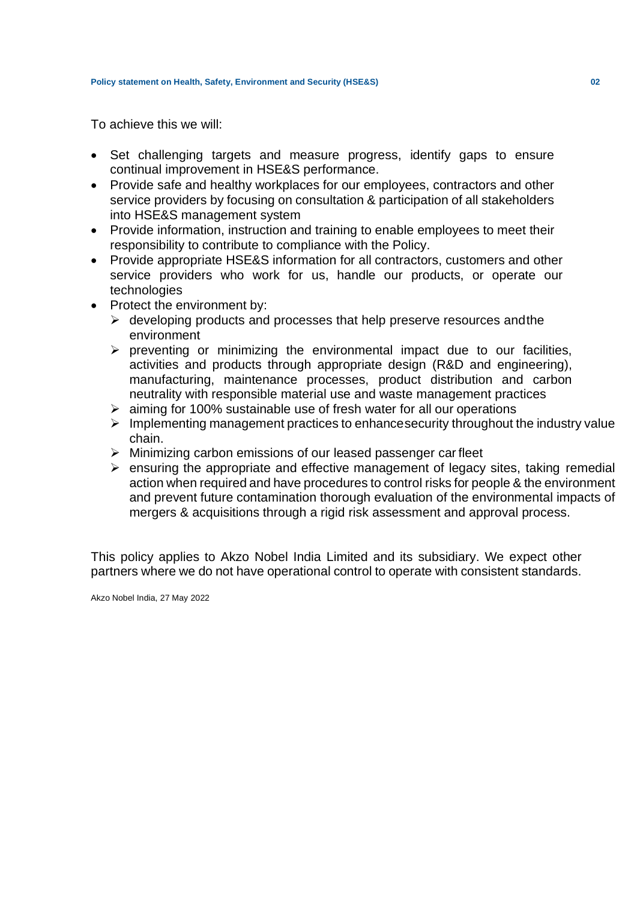To achieve this we will:

- Set challenging targets and measure progress, identify gaps to ensure continual improvement in HSE&S performance.
- Provide safe and healthy workplaces for our employees, contractors and other service providers by focusing on consultation & participation of all stakeholders into HSE&S management system
- Provide information, instruction and training to enable employees to meet their responsibility to contribute to compliance with the Policy.
- Provide appropriate HSE&S information for all contractors, customers and other service providers who work for us, handle our products, or operate our technologies
- Protect the environment by:
  - developing products and processes that help preserve resources andthe environment
  - preventing or minimizing the environmental impact due to our facilities, activities and products through appropriate design (R&D and engineering), manufacturing, maintenance processes, product distribution and carbon neutrality with responsible material use and waste management practices
  - aiming for 100% sustainable use of fresh water for all our operations
  - Implementing management practices to enhancesecurity throughout the industry value chain.
  - Minimizing carbon emissions of our leased passenger car fleet
  - ensuring the appropriate and effective management of legacy sites, taking remedial action when required and have procedures to control risks for people & the environment and prevent future contamination thorough evaluation of the environmental impacts of mergers & acquisitions through a rigid risk assessment and approval process.

This policy applies to Akzo Nobel India Limited and its subsidiary. We expect other partners where we do not have operational control to operate with consistent standards.

Akzo Nobel India, 27 May 2022